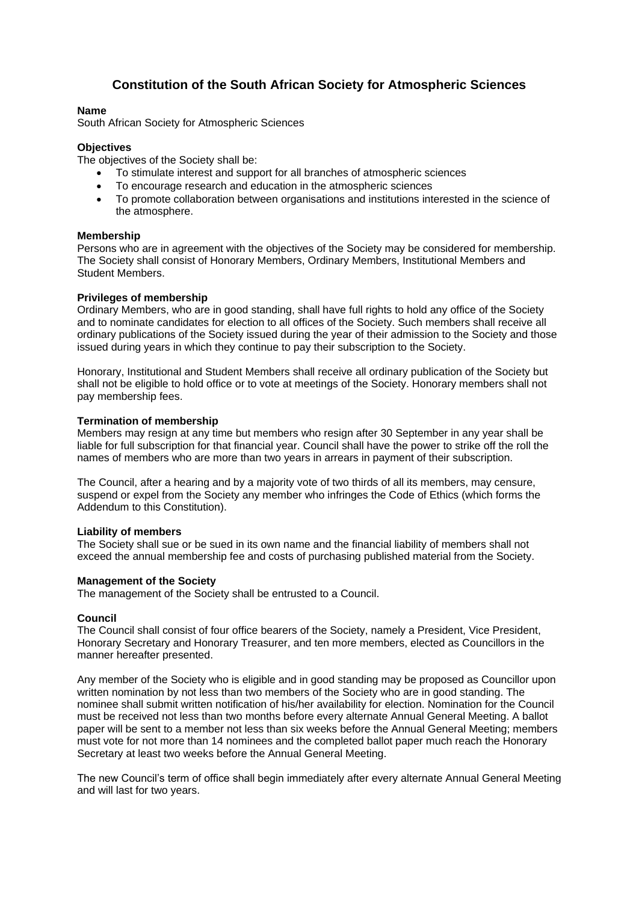# Constitution of the South African Society for Atmospheric Sciences

**Name**

South African Society for Atmospheric Sciences

**Objectives**

The objectives of the Society shall be:

- To stimulate interest and support for all branches of atmospheric sciences
- To encourage research and education in the atmospheric sciences
- To promote collaboration between organisations and institutions interested in the science of the atmosphere.

**Membership**

Persons who are in agreement with the objectives of the Society may be considered for membership. The Society shall consist of Honorary Members, Ordinary Members, Institutional Members and Student Members.

**Privileges of membership**

Ordinary Members, who are in good standing, shall have full rights to hold any office of the Society and to nominate candidates for election to all offices of the Society. Such members shall receive all ordinary publications of the Society issued during the year of their admission to the Society and those issued during years in which they continue to pay their subscription to the Society.

Honorary, Institutional and Student Members shall receive all ordinary publication of the Society but shall not be eligible to hold office or to vote at meetings of the Society. Honorary members shall not pay membership fees.

**Termination of membership**

Members may resign at any time but members who resign after 30 September in any year shall be liable for full subscription for that financial year. Council shall have the power to strike off the roll the names of members who are more than two years in arrears in payment of their subscription.

The Council, after a hearing and by a majority vote of two thirds of all its members, may censure, suspend or expel from the Society any member who infringes the Code of Ethics (which forms the Addendum to this Constitution).

**Liability of members**

The Society shall sue or be sued in its own name and the financial liability of members shall not exceed the annual membership fee and costs of purchasing published material from the Society.

**Management of the Society**

The management of the Society shall be entrusted to a Council.

**Council**

The Council shall consist of four office bearers of the Society, namely a President, Vice President, Honorary Secretary and Honorary Treasurer, and ten more members, elected as Councillors in the manner hereafter presented.

Any member of the Society who is eligible and in good standing may be proposed as Councillor upon written nomination by not less than two members of the Society who are in good standing. The nominee shall submit written notification of his/her availability for election. Nomination for the Council must be received not less than two months before every alternate Annual General Meeting. A ballot paper will be sent to a member not less than six weeks before the Annual General Meeting; members must vote for not more than 14 nominees and the completed ballot paper much reach the Honorary Secretary at least two weeks before the Annual General Meeting.

The new Council's term of office shall begin immediately after every alternate Annual General Meeting and will last for two years.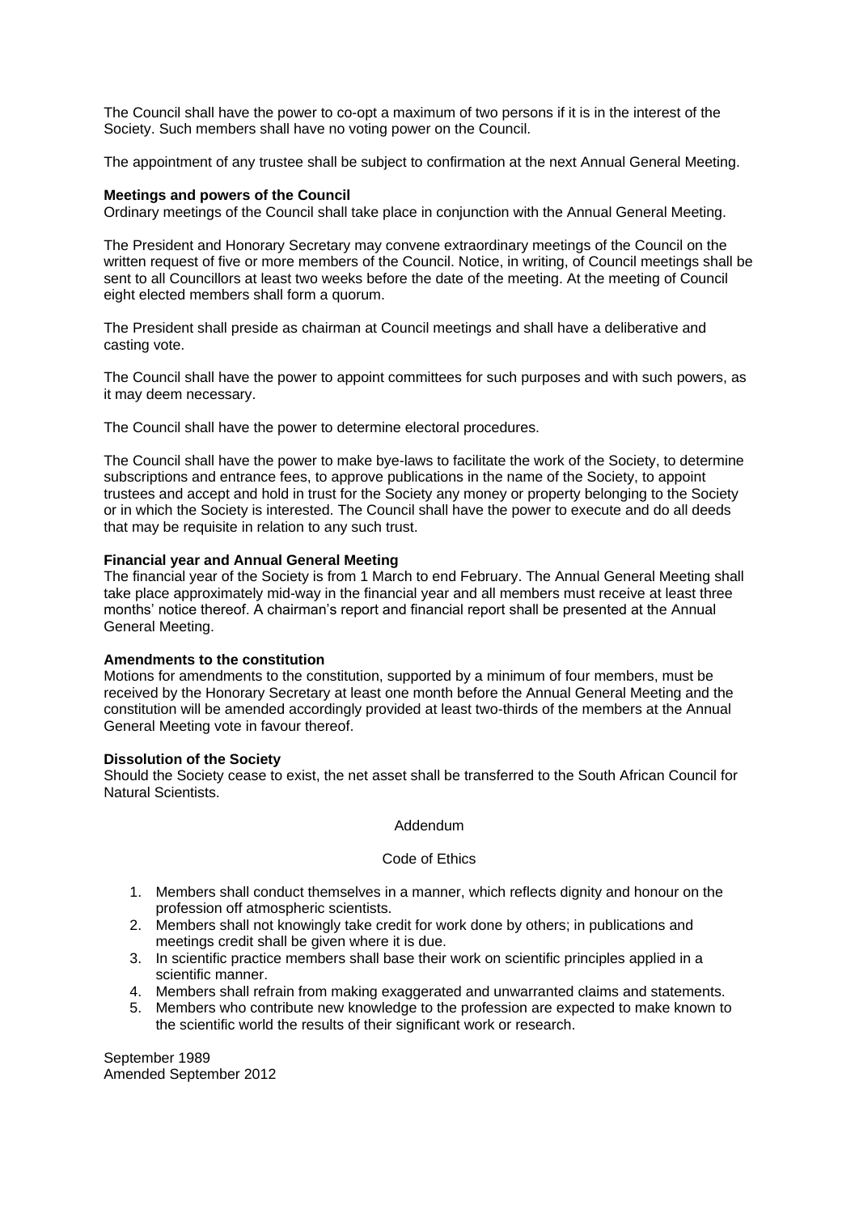The Council shall have the power to co-opt a maximum of two persons if it is in the interest of the Society. Such members shall have no voting power on the Council.

The appointment of any trustee shall be subject to confirmation at the next Annual General Meeting.

**Meetings and powers of the Council**
Ordinary meetings of the Council shall take place in conjunction with the Annual General Meeting.

The President and Honorary Secretary may convene extraordinary meetings of the Council on the written request of five or more members of the Council. Notice, in writing, of Council meetings shall be sent to all Councillors at least two weeks before the date of the meeting. At the meeting of Council eight elected members shall form a quorum.

The President shall preside as chairman at Council meetings and shall have a deliberative and casting vote.

The Council shall have the power to appoint committees for such purposes and with such powers, as it may deem necessary.

The Council shall have the power to determine electoral procedures.

The Council shall have the power to make bye-laws to facilitate the work of the Society, to determine subscriptions and entrance fees, to approve publications in the name of the Society, to appoint trustees and accept and hold in trust for the Society any money or property belonging to the Society or in which the Society is interested. The Council shall have the power to execute and do all deeds that may be requisite in relation to any such trust.

**Financial year and Annual General Meeting**
The financial year of the Society is from 1 March to end February. The Annual General Meeting shall take place approximately mid-way in the financial year and all members must receive at least three months' notice thereof. A chairman's report and financial report shall be presented at the Annual General Meeting.

**Amendments to the constitution**
Motions for amendments to the constitution, supported by a minimum of four members, must be received by the Honorary Secretary at least one month before the Annual General Meeting and the constitution will be amended accordingly provided at least two-thirds of the members at the Annual General Meeting vote in favour thereof.

**Dissolution of the Society**
Should the Society cease to exist, the net asset shall be transferred to the South African Council for Natural Scientists.

Addendum

Code of Ethics

1. Members shall conduct themselves in a manner, which reflects dignity and honour on the profession off atmospheric scientists.
2. Members shall not knowingly take credit for work done by others; in publications and meetings credit shall be given where it is due.
3. In scientific practice members shall base their work on scientific principles applied in a scientific manner.
4. Members shall refrain from making exaggerated and unwarranted claims and statements.
5. Members who contribute new knowledge to the profession are expected to make known to the scientific world the results of their significant work or research.

September 1989
Amended September 2012